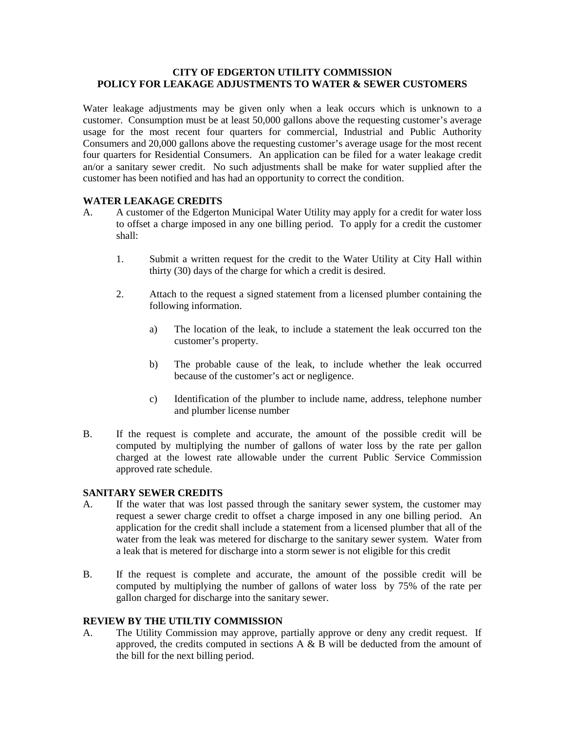**CITY OF EDGERTON UTILITY COMMISSION**
**POLICY FOR LEAKAGE ADJUSTMENTS TO WATER & SEWER CUSTOMERS**

Water leakage adjustments may be given only when a leak occurs which is unknown to a customer. Consumption must be at least 50,000 gallons above the requesting customer's average usage for the most recent four quarters for commercial, Industrial and Public Authority Consumers and 20,000 gallons above the requesting customer's average usage for the most recent four quarters for Residential Consumers. An application can be filed for a water leakage credit an/or a sanitary sewer credit. No such adjustments shall be make for water supplied after the customer has been notified and has had an opportunity to correct the condition.

**WATER LEAKAGE CREDITS**

A. A customer of the Edgerton Municipal Water Utility may apply for a credit for water loss to offset a charge imposed in any one billing period. To apply for a credit the customer shall:

   1. Submit a written request for the credit to the Water Utility at City Hall within thirty (30) days of the charge for which a credit is desired.

   2. Attach to the request a signed statement from a licensed plumber containing the following information.

      a) The location of the leak, to include a statement the leak occurred ton the customer's property.

      b) The probable cause of the leak, to include whether the leak occurred because of the customer's act or negligence.

      c) Identification of the plumber to include name, address, telephone number and plumber license number

B. If the request is complete and accurate, the amount of the possible credit will be computed by multiplying the number of gallons of water loss by the rate per gallon charged at the lowest rate allowable under the current Public Service Commission approved rate schedule.

**SANITARY SEWER CREDITS**

A. If the water that was lost passed through the sanitary sewer system, the customer may request a sewer charge credit to offset a charge imposed in any one billing period. An application for the credit shall include a statement from a licensed plumber that all of the water from the leak was metered for discharge to the sanitary sewer system. Water from a leak that is metered for discharge into a storm sewer is not eligible for this credit

B. If the request is complete and accurate, the amount of the possible credit will be computed by multiplying the number of gallons of water loss by 75% of the rate per gallon charged for discharge into the sanitary sewer.

**REVIEW BY THE UTILTIY COMMISSION**

A. The Utility Commission may approve, partially approve or deny any credit request. If approved, the credits computed in sections A & B will be deducted from the amount of the bill for the next billing period.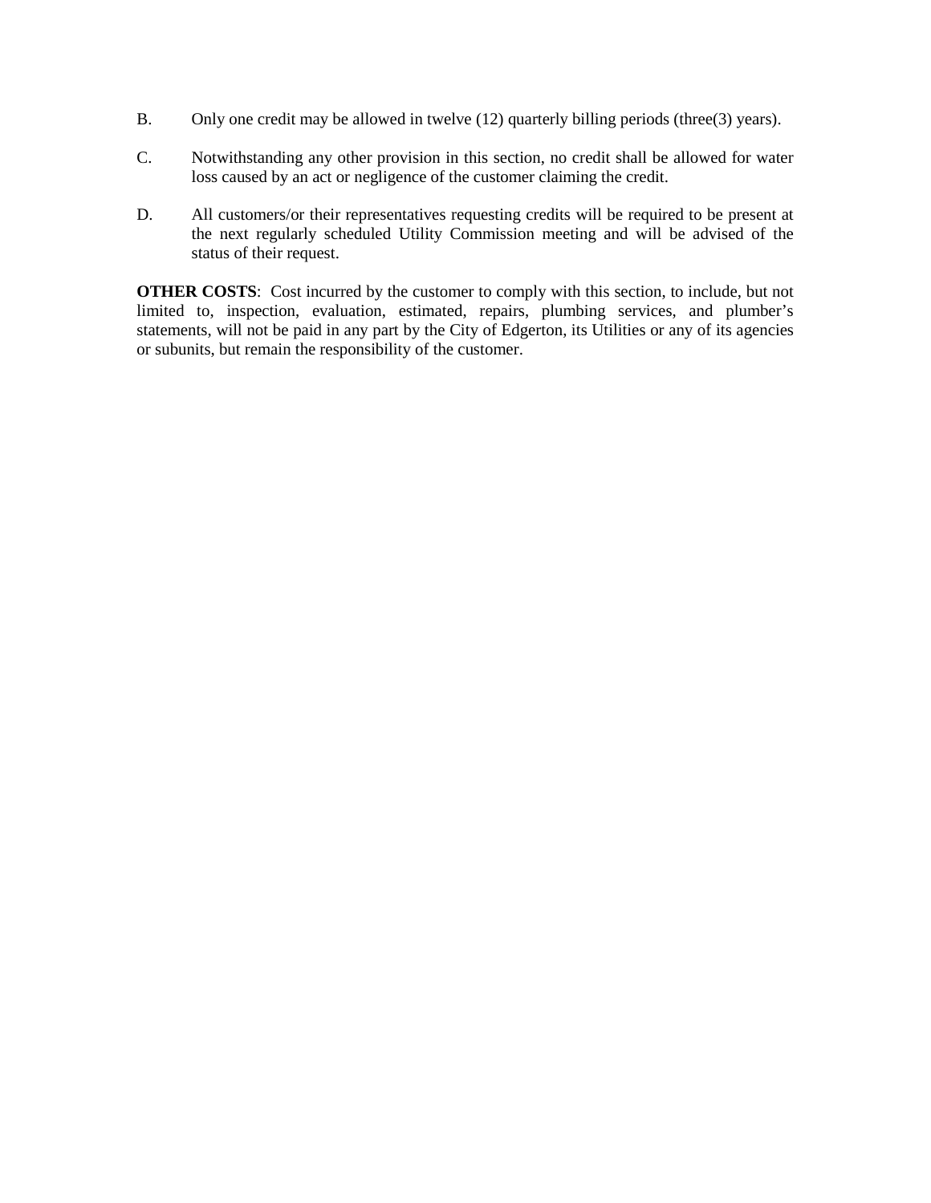B. Only one credit may be allowed in twelve (12) quarterly billing periods (three(3) years).

C. Notwithstanding any other provision in this section, no credit shall be allowed for water loss caused by an act or negligence of the customer claiming the credit.

D. All customers/or their representatives requesting credits will be required to be present at the next regularly scheduled Utility Commission meeting and will be advised of the status of their request.

**OTHER COSTS**: Cost incurred by the customer to comply with this section, to include, but not limited to, inspection, evaluation, estimated, repairs, plumbing services, and plumber's statements, will not be paid in any part by the City of Edgerton, its Utilities or any of its agencies or subunits, but remain the responsibility of the customer.